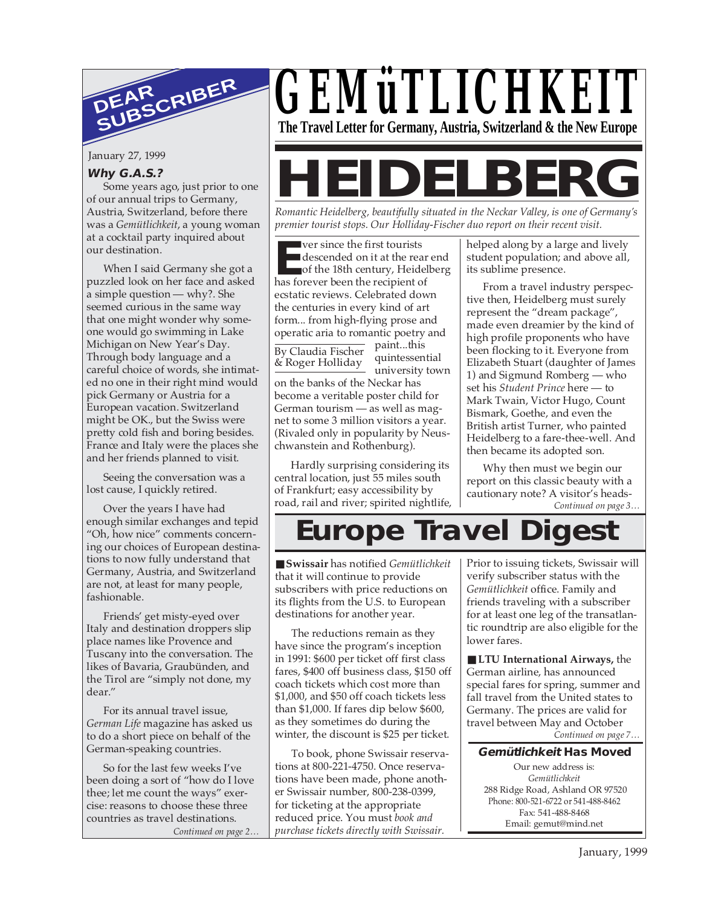# GEMüTLICHKEIT

**The Travel Letter for Germany, Austria, Switzerland & the New Europe**

## DEAR SUBSCRIBER

January 27, 1999

***Why G.A.S.?***

Some years ago, just prior to one of our annual trips to Germany, Austria, Switzerland, before there was a *Gemütlichkeit*, a young woman at a cocktail party inquired about our destination.

When I said Germany she got a puzzled look on her face and asked a simple question — why?. She seemed curious in the same way that one might wonder why someone would go swimming in Lake Michigan on New Year's Day. Through body language and a careful choice of words, she intimated no one in their right mind would pick Germany or Austria for a European vacation. Switzerland might be OK., but the Swiss were pretty cold fish and boring besides. France and Italy were the places she and her friends planned to visit.

Seeing the conversation was a lost cause, I quickly retired.

Over the years I have had enough similar exchanges and tepid "Oh, how nice" comments concerning our choices of European destinations to now fully understand that Germany, Austria, and Switzerland are not, at least for many people, fashionable.

Friends' get misty-eyed over Italy and destination droppers slip place names like Provence and Tuscany into the conversation. The likes of Bavaria, Graubünden, and the Tirol are "simply not done, my dear."

For its annual travel issue, *German Life* magazine has asked us to do a short piece on behalf of the German-speaking countries.

So for the last few weeks I've been doing a sort of "how do I love thee; let me count the ways" exercise: reasons to choose these three countries as travel destinations.

*Continued on page 2…*

# HEIDELBERG

*Romantic Heidelberg, beautifully situated in the Neckar Valley, is one of Germany's premier tourist stops. Our Holliday-Fischer duo report on their recent visit.*

By Claudia Fischer & Roger Holliday

Ever since the first tourists descended on it at the rear end of the 18th century, Heidelberg has forever been the recipient of ecstatic reviews. Celebrated down the centuries in every kind of art form... from high-flying prose and operatic aria to romantic poetry and paint...this quintessential university town on the banks of the Neckar has become a veritable poster child for German tourism — as well as magnet to some 3 million visitors a year. (Rivaled only in popularity by Neuschwanstein and Rothenburg).

Hardly surprising considering its central location, just 55 miles south of Frankfurt; easy accessibility by road, rail and river; spirited nightlife, helped along by a large and lively student population; and above all, its sublime presence.

From a travel industry perspective then, Heidelberg must surely represent the "dream package", made even dreamier by the kind of high profile proponents who have been flocking to it. Everyone from Elizabeth Stuart (daughter of James 1) and Sigmund Romberg — who set his *Student Prince* here — to Mark Twain, Victor Hugo, Count Bismark, Goethe, and even the British artist Turner, who painted Heidelberg to a fare-thee-well. And then became its adopted son.

Why then must we begin our report on this classic beauty with a cautionary note? A visitor's heads-

*Continued on page 3…*

# Europe Travel Digest

■ **Swissair** has notified *Gemütlichkeit* that it will continue to provide subscribers with price reductions on its flights from the U.S. to European destinations for another year.

The reductions remain as they have since the program's inception in 1991: $600 per ticket off first class fares, $400 off business class, $150 off coach tickets which cost more than $1,000, and $50 off coach tickets less than $1,000. If fares dip below $600, as they sometimes do during the winter, the discount is $25 per ticket.

To book, phone Swissair reservations at 800-221-4750. Once reservations have been made, phone another Swissair number, 800-238-0399, for ticketing at the appropriate reduced price. You must *book and purchase tickets directly with Swissair.* Prior to issuing tickets, Swissair will verify subscriber status with the *Gemütlichkeit* office. Family and friends traveling with a subscriber for at least one leg of the transatlantic roundtrip are also eligible for the lower fares.

■ **LTU International Airways,** the German airline, has announced special fares for spring, summer and fall travel from the United states to Germany. The prices are valid for travel between May and October

*Continued on page 7…*

### *Gemütlichkeit* Has Moved

Our new address is:
*Gemütlichkeit*
288 Ridge Road, Ashland OR 97520
Phone: 800-521-6722 or 541-488-8462
Fax: 541-488-8468
Email: gemut@mind.net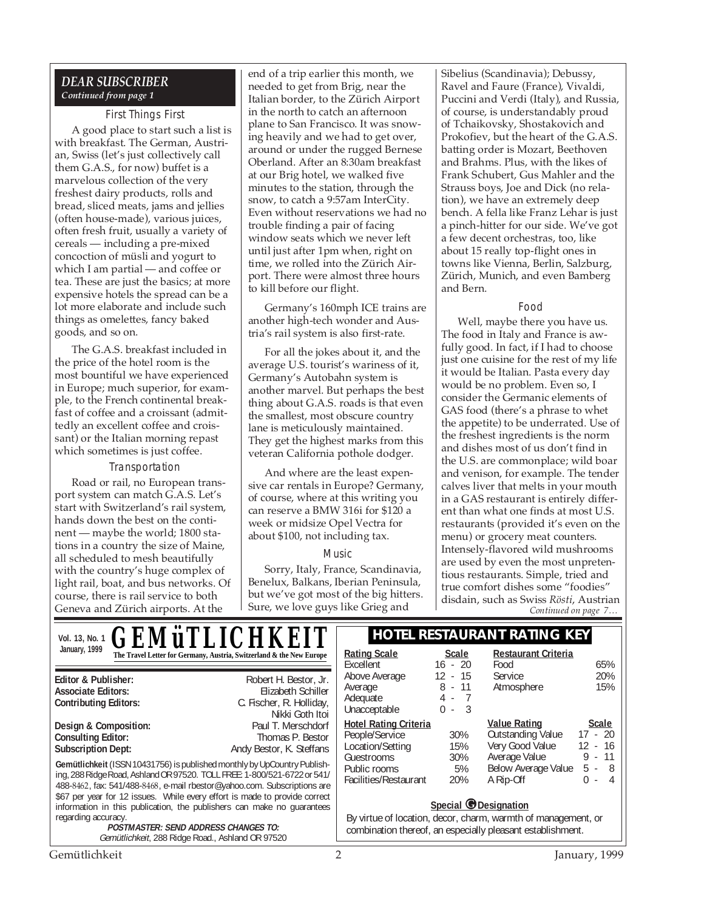## DEAR SUBSCRIBER
*Continued from page 1*

### First Things First

A good place to start such a list is with breakfast. The German, Austrian, Swiss (let's just collectively call them G.A.S., for now) buffet is a marvelous collection of the very freshest dairy products, rolls and bread, sliced meats, jams and jellies (often house-made), various juices, often fresh fruit, usually a variety of cereals — including a pre-mixed concoction of müsli and yogurt to which I am partial — and coffee or tea. These are just the basics; at more expensive hotels the spread can be a lot more elaborate and include such things as omelettes, fancy baked goods, and so on.

The G.A.S. breakfast included in the price of the hotel room is the most bountiful we have experienced in Europe; much superior, for example, to the French continental breakfast of coffee and a croissant (admittedly an excellent coffee and croissant) or the Italian morning repast which sometimes is just coffee.

### Transportation

Road or rail, no European transport system can match G.A.S. Let's start with Switzerland's rail system, hands down the best on the continent — maybe the world; 1800 stations in a country the size of Maine, all scheduled to mesh beautifully with the country's huge complex of light rail, boat, and bus networks. Of course, there is rail service to both Geneva and Zürich airports. At the end of a trip earlier this month, we needed to get from Brig, near the Italian border, to the Zürich Airport in the north to catch an afternoon plane to San Francisco. It was snowing heavily and we had to get over, around or under the rugged Bernese Oberland. After an 8:30am breakfast at our Brig hotel, we walked five minutes to the station, through the snow, to catch a 9:57am InterCity. Even without reservations we had no trouble finding a pair of facing window seats which we never left until just after 1pm when, right on time, we rolled into the Zürich Airport. There were almost three hours to kill before our flight.

Germany's 160mph ICE trains are another high-tech wonder and Austria's rail system is also first-rate.

For all the jokes about it, and the average U.S. tourist's wariness of it, Germany's Autobahn system is another marvel. But perhaps the best thing about G.A.S. roads is that even the smallest, most obscure country lane is meticulously maintained. They get the highest marks from this veteran California pothole dodger.

And where are the least expensive car rentals in Europe? Germany, of course, where at this writing you can reserve a BMW 316i for $120 a week or midsize Opel Vectra for about $100, not including tax.

### Music

Sorry, Italy, France, Scandinavia, Benelux, Balkans, Iberian Peninsula, but we've got most of the big hitters. Sure, we love guys like Grieg and Sibelius (Scandinavia); Debussy, Ravel and Faure (France), Vivaldi, Puccini and Verdi (Italy), and Russia, of course, is understandably proud of Tchaikovsky, Shostakovich and Prokofiev, but the heart of the G.A.S. batting order is Mozart, Beethoven and Brahms. Plus, with the likes of Frank Schubert, Gus Mahler and the Strauss boys, Joe and Dick (no relation), we have an extremely deep bench. A fella like Franz Lehar is just a pinch-hitter for our side. We've got a few decent orchestras, too, like about 15 really top-flight ones in towns like Vienna, Berlin, Salzburg, Zürich, Munich, and even Bamberg and Bern.

### Food

Well, maybe there you have us. The food in Italy and France is awfully good. In fact, if I had to choose just one cuisine for the rest of my life it would be Italian. Pasta every day would be no problem. Even so, I consider the Germanic elements of GAS food (there's a phrase to whet the appetite) to be underrated. Use of the freshest ingredients is the norm and dishes most of us don't find in the U.S. are commonplace; wild boar and venison, for example. The tender calves liver that melts in your mouth in a GAS restaurant is entirely different than what one finds at most U.S. restaurants (provided it's even on the menu) or grocery meat counters. Intensely-flavored wild mushrooms are used by even the most unpretentious restaurants. Simple, tried and true comfort dishes some "foodies" disdain, such as Swiss *Rösti*, Austrian

*Continued on page 7…*

---

**Vol. 13, No. 1**
**January, 1999**

# GEMüTLICHKEIT
**The Travel Letter for Germany, Austria, Switzerland & the New Europe**

| | |
|---|---|
| **Editor & Publisher:** | Robert H. Bestor, Jr. |
| **Associate Editors:** | Elizabeth Schiller |
| **Contributing Editors:** | C. Fischer, R. Holliday, Nikki Goth Itoi |
| **Design & Composition:** | Paul T. Merschdorf |
| **Consulting Editor:** | Thomas P. Bestor |
| **Subscription Dept:** | Andy Bestor, K. Steffans |

**Gemütlichkeit** (ISSN 10431756) is published monthly by UpCountry Publishing, 288 Ridge Road, Ashland OR 97520. TOLL FREE: 1-800/521-6722 or 541/488-8462, fax: 541/488-8468, e-mail rbestor@yahoo.com. Subscriptions are $67 per year for 12 issues. While every effort is made to provide correct information in this publication, the publishers can make no guarantees regarding accuracy.

***POSTMASTER: SEND ADDRESS CHANGES TO:***
*Gemütlichkeit*, 288 Ridge Road., Ashland OR 97520

## HOTEL RESTAURANT RATING KEY

| Rating Scale | Scale |
|---|---|
| Excellent | 16 - 20 |
| Above Average | 12 - 15 |
| Average | 8 - 11 |
| Adequate | 4 - 7 |
| Unacceptable | 0 - 3 |

| Restaurant Criteria | |
|---|---|
| Food | 65% |
| Service | 20% |
| Atmosphere | 15% |

| Hotel Rating Criteria | |
|---|---|
| People/Service | 30% |
| Location/Setting | 15% |
| Guestrooms | 30% |
| Public rooms | 5% |
| Facilities/Restaurant | 20% |

| Value Rating | Scale |
|---|---|
| Outstanding Value | 17 - 20 |
| Very Good Value | 12 - 16 |
| Average Value | 9 - 11 |
| Below Average Value | 5 - 8 |
| A Rip-Off | 0 - 4 |

**Special G Designation**

By virtue of location, decor, charm, warmth of management, or combination thereof, an especially pleasant establishment.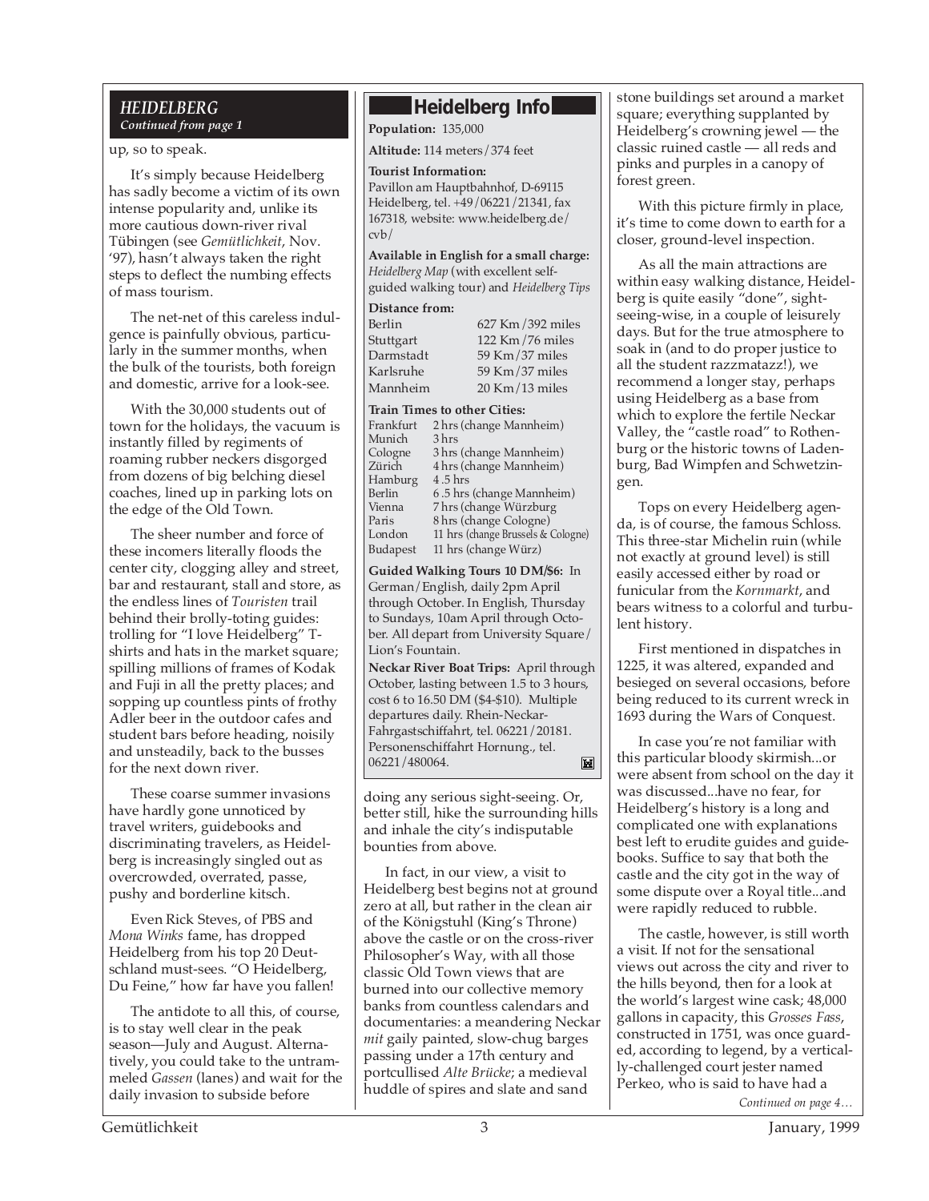## HEIDELBERG

*Continued from page 1*

up, so to speak.

It's simply because Heidelberg has sadly become a victim of its own intense popularity and, unlike its more cautious down-river rival Tübingen (see *Gemütlichkeit*, Nov. '97), hasn't always taken the right steps to deflect the numbing effects of mass tourism.

The net-net of this careless indulgence is painfully obvious, particularly in the summer months, when the bulk of the tourists, both foreign and domestic, arrive for a look-see.

With the 30,000 students out of town for the holidays, the vacuum is instantly filled by regiments of roaming rubber neckers disgorged from dozens of big belching diesel coaches, lined up in parking lots on the edge of the Old Town.

The sheer number and force of these incomers literally floods the center city, clogging alley and street, bar and restaurant, stall and store, as the endless lines of *Touristen* trail behind their brolly-toting guides: trolling for "I love Heidelberg" T-shirts and hats in the market square; spilling millions of frames of Kodak and Fuji in all the pretty places; and sopping up countless pints of frothy Adler beer in the outdoor cafes and student bars before heading, noisily and unsteadily, back to the busses for the next down river.

These coarse summer invasions have hardly gone unnoticed by travel writers, guidebooks and discriminating travelers, as Heidelberg is increasingly singled out as overcrowded, overrated, passe, pushy and borderline kitsch.

Even Rick Steves, of PBS and *Mona Winks* fame, has dropped Heidelberg from his top 20 Deutschland must-sees. "O Heidelberg, Du Feine," how far have you fallen!

The antidote to all this, of course, is to stay well clear in the peak season—July and August. Alternatively, you could take to the untrammeled *Gassen* (lanes) and wait for the daily invasion to subside before doing any serious sight-seeing. Or, better still, hike the surrounding hills and inhale the city's indisputable bounties from above.

In fact, in our view, a visit to Heidelberg best begins not at ground zero at all, but rather in the clean air of the Königstuhl (King's Throne) above the castle or on the cross-river Philosopher's Way, with all those classic Old Town views that are burned into our collective memory banks from countless calendars and documentaries: a meandering Neckar *mit* gaily painted, slow-chug barges passing under a 17th century and portcullised *Alte Brücke*; a medieval huddle of spires and slate and sand stone buildings set around a market square; everything supplanted by Heidelberg's crowning jewel — the classic ruined castle — all reds and pinks and purples in a canopy of forest green.

With this picture firmly in place, it's time to come down to earth for a closer, ground-level inspection.

As all the main attractions are within easy walking distance, Heidelberg is quite easily "done", sightseeing-wise, in a couple of leisurely days. But for the true atmosphere to soak in (and to do proper justice to all the student razzmatazz!), we recommend a longer stay, perhaps using Heidelberg as a base from which to explore the fertile Neckar Valley, the "castle road" to Rothenburg or the historic towns of Ladenburg, Bad Wimpfen and Schwetzingen.

Tops on every Heidelberg agenda, is of course, the famous Schloss. This three-star Michelin ruin (while not exactly at ground level) is still easily accessed either by road or funicular from the *Kornmarkt*, and bears witness to a colorful and turbulent history.

First mentioned in dispatches in 1225, it was altered, expanded and besieged on several occasions, before being reduced to its current wreck in 1693 during the Wars of Conquest.

In case you're not familiar with this particular bloody skirmish...or were absent from school on the day it was discussed...have no fear, for Heidelberg's history is a long and complicated one with explanations best left to erudite guides and guidebooks. Suffice to say that both the castle and the city got in the way of some dispute over a Royal title...and were rapidly reduced to rubble.

The castle, however, is still worth a visit. If not for the sensational views out across the city and river to the hills beyond, then for a look at the world's largest wine cask; 48,000 gallons in capacity, this *Grosses Fass*, constructed in 1751, was once guarded, according to legend, by a vertically-challenged court jester named Perkeo, who is said to have had a

*Continued on page 4…*

### Heidelberg Info

**Population:** 135,000

**Altitude:** 114 meters/374 feet

**Tourist Information:**
Pavillon am Hauptbahnhof, D-69115 Heidelberg, tel. +49/06221/21341, fax 167318, website: www.heidelberg.de/cvb/

**Available in English for a small charge:** *Heidelberg Map* (with excellent self-guided walking tour) and *Heidelberg Tips*

**Distance from:**

| | |
|---|---|
| Berlin | 627 Km/392 miles |
| Stuttgart | 122 Km/76 miles |
| Darmstadt | 59 Km/37 miles |
| Karlsruhe | 59 Km/37 miles |
| Mannheim | 20 Km/13 miles |

**Train Times to other Cities:**

| | |
|---|---|
| Frankfurt | 2 hrs (change Mannheim) |
| Munich | 3 hrs |
| Cologne | 3 hrs (change Mannheim) |
| Zürich | 4 hrs (change Mannheim) |
| Hamburg | 4 .5 hrs |
| Berlin | 6 .5 hrs (change Mannheim) |
| Vienna | 7 hrs (change Würzburg |
| Paris | 8 hrs (change Cologne) |
| London | 11 hrs (change Brussels & Cologne) |
| Budapest | 11 hrs (change Würz) |

**Guided Walking Tours 10 DM/$6:** In German/English, daily 2pm April through October. In English, Thursday to Sundays, 10am April through October. All depart from University Square/Lion's Fountain.

**Neckar River Boat Trips:** April through October, lasting between 1.5 to 3 hours, cost 6 to 16.50 DM ($4-$10). Multiple departures daily. Rhein-Neckar-Fahrgastschiffahrt, tel. 06221/20181. Personenschiffahrt Hornung., tel. 06221/480064.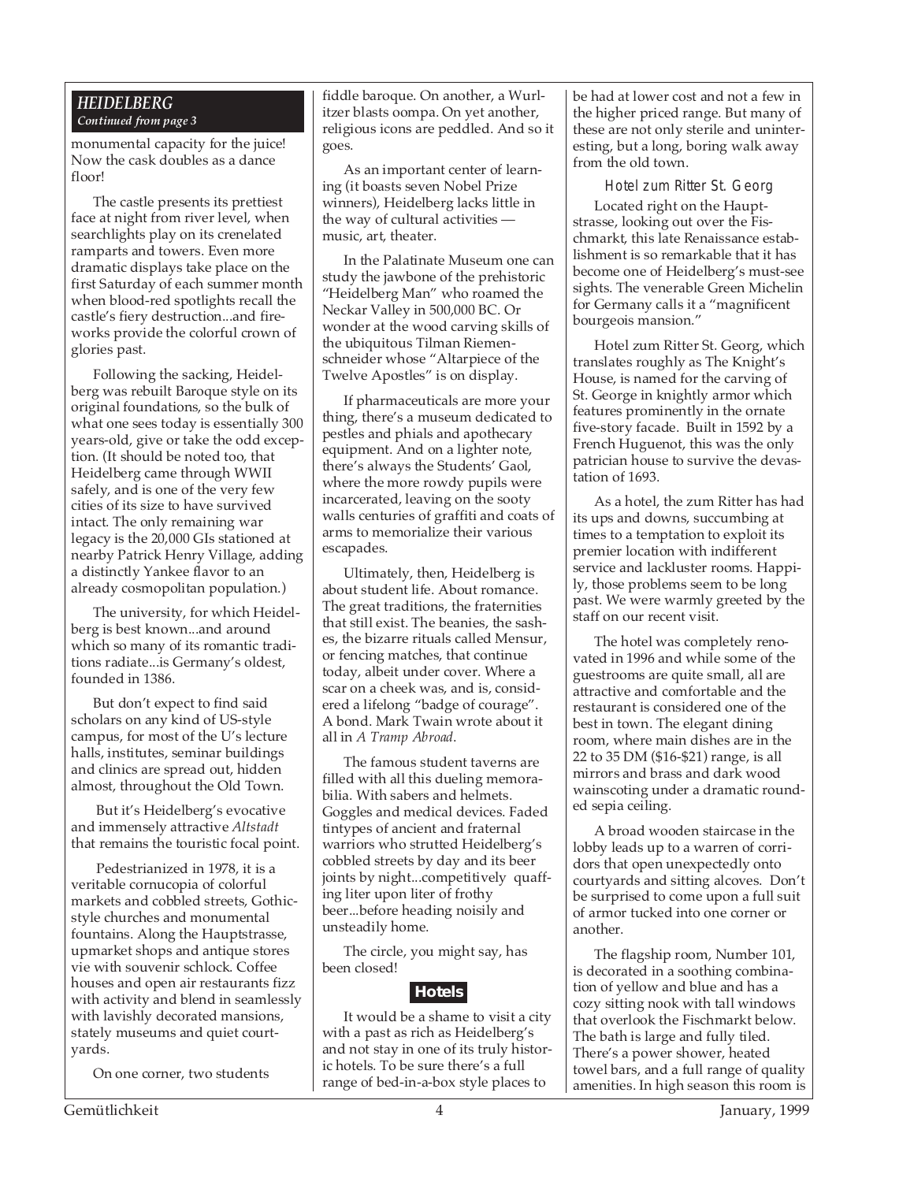## HEIDELBERG

*Continued from page 3*

monumental capacity for the juice! Now the cask doubles as a dance floor!

The castle presents its prettiest face at night from river level, when searchlights play on its crenelated ramparts and towers. Even more dramatic displays take place on the first Saturday of each summer month when blood-red spotlights recall the castle's fiery destruction...and fireworks provide the colorful crown of glories past.

Following the sacking, Heidelberg was rebuilt Baroque style on its original foundations, so the bulk of what one sees today is essentially 300 years-old, give or take the odd exception. (It should be noted too, that Heidelberg came through WWII safely, and is one of the very few cities of its size to have survived intact. The only remaining war legacy is the 20,000 GIs stationed at nearby Patrick Henry Village, adding a distinctly Yankee flavor to an already cosmopolitan population.)

The university, for which Heidelberg is best known...and around which so many of its romantic traditions radiate...is Germany's oldest, founded in 1386.

But don't expect to find said scholars on any kind of US-style campus, for most of the U's lecture halls, institutes, seminar buildings and clinics are spread out, hidden almost, throughout the Old Town.

But it's Heidelberg's evocative and immensely attractive *Altstadt* that remains the touristic focal point.

Pedestrianized in 1978, it is a veritable cornucopia of colorful markets and cobbled streets, Gothic-style churches and monumental fountains. Along the Hauptstrasse, upmarket shops and antique stores vie with souvenir schlock. Coffee houses and open air restaurants fizz with activity and blend in seamlessly with lavishly decorated mansions, stately museums and quiet courtyards.

On one corner, two students fiddle baroque. On another, a Wurlitzer blasts oompa. On yet another, religious icons are peddled. And so it goes.

As an important center of learning (it boasts seven Nobel Prize winners), Heidelberg lacks little in the way of cultural activities — music, art, theater.

In the Palatinate Museum one can study the jawbone of the prehistoric "Heidelberg Man" who roamed the Neckar Valley in 500,000 BC. Or wonder at the wood carving skills of the ubiquitous Tilman Riemenschneider whose "Altarpiece of the Twelve Apostles" is on display.

If pharmaceuticals are more your thing, there's a museum dedicated to pestles and phials and apothecary equipment. And on a lighter note, there's always the Students' Gaol, where the more rowdy pupils were incarcerated, leaving on the sooty walls centuries of graffiti and coats of arms to memorialize their various escapades.

Ultimately, then, Heidelberg is about student life. About romance. The great traditions, the fraternities that still exist. The beanies, the sashes, the bizarre rituals called Mensur, or fencing matches, that continue today, albeit under cover. Where a scar on a cheek was, and is, considered a lifelong "badge of courage". A bond. Mark Twain wrote about it all in *A Tramp Abroad*.

The famous student taverns are filled with all this dueling memorabilia. With sabers and helmets. Goggles and medical devices. Faded tintypes of ancient and fraternal warriors who strutted Heidelberg's cobbled streets by day and its beer joints by night...competitively quaffing liter upon liter of frothy beer...before heading noisily and unsteadily home.

The circle, you might say, has been closed!

### Hotels

It would be a shame to visit a city with a past as rich as Heidelberg's and not stay in one of its truly historic hotels. To be sure there's a full range of bed-in-a-box style places to be had at lower cost and not a few in the higher priced range. But many of these are not only sterile and uninteresting, but a long, boring walk away from the old town.

#### Hotel zum Ritter St. Georg

Located right on the Hauptstrasse, looking out over the Fischmarkt, this late Renaissance establishment is so remarkable that it has become one of Heidelberg's must-see sights. The venerable Green Michelin for Germany calls it a "magnificent bourgeois mansion."

Hotel zum Ritter St. Georg, which translates roughly as The Knight's House, is named for the carving of St. George in knightly armor which features prominently in the ornate five-story facade. Built in 1592 by a French Huguenot, this was the only patrician house to survive the devastation of 1693.

As a hotel, the zum Ritter has had its ups and downs, succumbing at times to a temptation to exploit its premier location with indifferent service and lackluster rooms. Happily, those problems seem to be long past. We were warmly greeted by the staff on our recent visit.

The hotel was completely renovated in 1996 and while some of the guestrooms are quite small, all are attractive and comfortable and the restaurant is considered one of the best in town. The elegant dining room, where main dishes are in the 22 to 35 DM ($16-$21) range, is all mirrors and brass and dark wood wainscoting under a dramatic rounded sepia ceiling.

A broad wooden staircase in the lobby leads up to a warren of corridors that open unexpectedly onto courtyards and sitting alcoves. Don't be surprised to come upon a full suit of armor tucked into one corner or another.

The flagship room, Number 101, is decorated in a soothing combination of yellow and blue and has a cozy sitting nook with tall windows that overlook the Fischmarkt below. The bath is large and fully tiled. There's a power shower, heated towel bars, and a full range of quality amenities. In high season this room is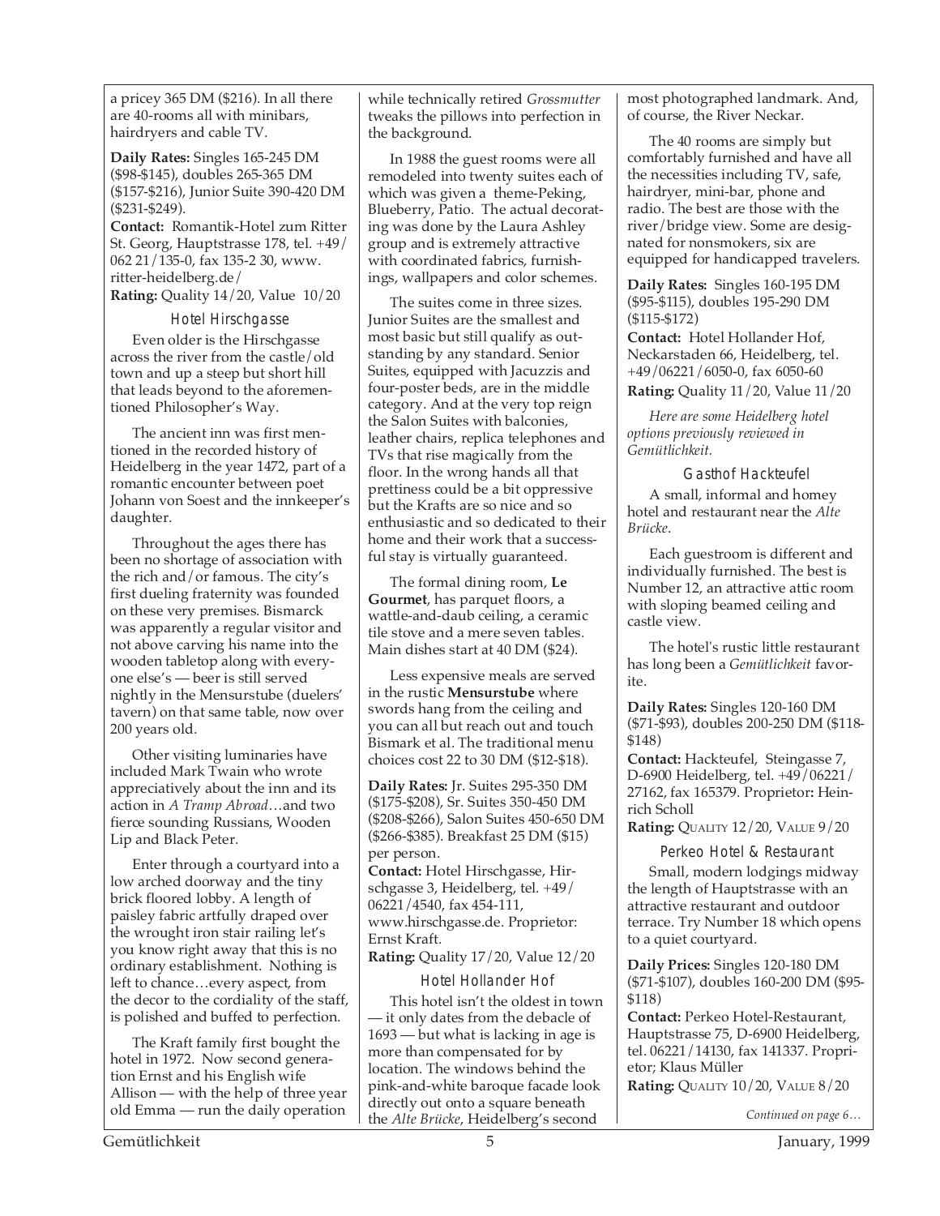a pricey 365 DM ($216). In all there are 40-rooms all with minibars, hairdryers and cable TV.

**Daily Rates:** Singles 165-245 DM ($98-$145), doubles 265-365 DM ($157-$216), Junior Suite 390-420 DM ($231-$249).

**Contact:** Romantik-Hotel zum Ritter St. Georg, Hauptstrasse 178, tel. +49/ 062 21/135-0, fax 135-2 30, www. ritter-heidelberg.de/

**Rating:** Quality 14/20, Value 10/20

### Hotel Hirschgasse

Even older is the Hirschgasse across the river from the castle/old town and up a steep but short hill that leads beyond to the aforementioned Philosopher's Way.

The ancient inn was first mentioned in the recorded history of Heidelberg in the year 1472, part of a romantic encounter between poet Johann von Soest and the innkeeper's daughter.

Throughout the ages there has been no shortage of association with the rich and/or famous. The city's first dueling fraternity was founded on these very premises. Bismarck was apparently a regular visitor and not above carving his name into the wooden tabletop along with everyone else's — beer is still served nightly in the Mensurstube (duelers' tavern) on that same table, now over 200 years old.

Other visiting luminaries have included Mark Twain who wrote appreciatively about the inn and its action in *A Tramp Abroad*…and two fierce sounding Russians, Wooden Lip and Black Peter.

Enter through a courtyard into a low arched doorway and the tiny brick floored lobby. A length of paisley fabric artfully draped over the wrought iron stair railing let's you know right away that this is no ordinary establishment. Nothing is left to chance…every aspect, from the decor to the cordiality of the staff, is polished and buffed to perfection.

The Kraft family first bought the hotel in 1972. Now second generation Ernst and his English wife Allison — with the help of three year old Emma — run the daily operation while technically retired *Grossmutter* tweaks the pillows into perfection in the background.

In 1988 the guest rooms were all remodeled into twenty suites each of which was given a theme-Peking, Blueberry, Patio. The actual decorating was done by the Laura Ashley group and is extremely attractive with coordinated fabrics, furnishings, wallpapers and color schemes.

The suites come in three sizes. Junior Suites are the smallest and most basic but still qualify as outstanding by any standard. Senior Suites, equipped with Jacuzzis and four-poster beds, are in the middle category. And at the very top reign the Salon Suites with balconies, leather chairs, replica telephones and TVs that rise magically from the floor. In the wrong hands all that prettiness could be a bit oppressive but the Krafts are so nice and so enthusiastic and so dedicated to their home and their work that a successful stay is virtually guaranteed.

The formal dining room, **Le Gourmet**, has parquet floors, a wattle-and-daub ceiling, a ceramic tile stove and a mere seven tables. Main dishes start at 40 DM ($24).

Less expensive meals are served in the rustic **Mensurstube** where swords hang from the ceiling and you can all but reach out and touch Bismark et al. The traditional menu choices cost 22 to 30 DM ($12-$18).

**Daily Rates:** Jr. Suites 295-350 DM ($175-$208), Sr. Suites 350-450 DM ($208-$266), Salon Suites 450-650 DM ($266-$385). Breakfast 25 DM ($15) per person.

**Contact:** Hotel Hirschgasse, Hirschgasse 3, Heidelberg, tel. +49/ 06221/4540, fax 454-111, www.hirschgasse.de. Proprietor: Ernst Kraft.

**Rating:** Quality 17/20, Value 12/20

### Hotel Hollander Hof

This hotel isn't the oldest in town — it only dates from the debacle of 1693 — but what is lacking in age is more than compensated for by location. The windows behind the pink-and-white baroque facade look directly out onto a square beneath the *Alte Brücke*, Heidelberg's second most photographed landmark. And, of course, the River Neckar.

The 40 rooms are simply but comfortably furnished and have all the necessities including TV, safe, hairdryer, mini-bar, phone and radio. The best are those with the river/bridge view. Some are designated for nonsmokers, six are equipped for handicapped travelers.

**Daily Rates:** Singles 160-195 DM ($95-$115), doubles 195-290 DM ($115-$172)

**Contact:** Hotel Hollander Hof, Neckarstaden 66, Heidelberg, tel. +49/06221/6050-0, fax 6050-60

**Rating:** Quality 11/20, Value 11/20

*Here are some Heidelberg hotel options previously reviewed in Gemütlichkeit.*

### Gasthof Hackteufel

A small, informal and homey hotel and restaurant near the *Alte Brücke*.

Each guestroom is different and individually furnished. The best is Number 12, an attractive attic room with sloping beamed ceiling and castle view.

The hotel's rustic little restaurant has long been a *Gemütlichkeit* favorite.

**Daily Rates:** Singles 120-160 DM ($71-$93), doubles 200-250 DM ($118-$148)

**Contact:** Hackteufel, Steingasse 7, D-6900 Heidelberg, tel. +49/06221/ 27162, fax 165379. Proprietor: Heinrich Scholl

**Rating:** Quality 12/20, Value 9/20

### Perkeo Hotel & Restaurant

Small, modern lodgings midway the length of Hauptstrasse with an attractive restaurant and outdoor terrace. Try Number 18 which opens to a quiet courtyard.

**Daily Prices:** Singles 120-180 DM ($71-$107), doubles 160-200 DM ($95-$118)

**Contact:** Perkeo Hotel-Restaurant, Hauptstrasse 75, D-6900 Heidelberg, tel. 06221/14130, fax 141337. Proprietor; Klaus Müller

**Rating:** Quality 10/20, Value 8/20

*Continued on page 6…*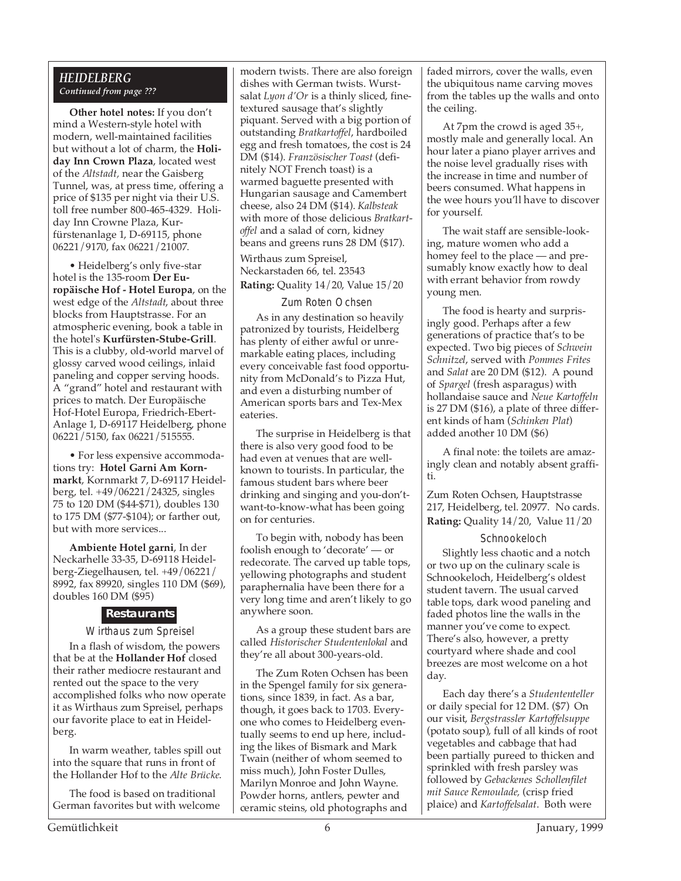## HEIDELBERG

*Continued from page ???*

**Other hotel notes:** If you don't mind a Western-style hotel with modern, well-maintained facilities but without a lot of charm, the **Holiday Inn Crown Plaza**, located west of the *Altstadt,* near the Gaisberg Tunnel, was, at press time, offering a price of $135 per night via their U.S. toll free number 800-465-4329. Holiday Inn Crowne Plaza, Kurfürstenanlage 1, D-69115, phone 06221/9170, fax 06221/21007.

• Heidelberg's only five-star hotel is the 135-room **Der Europäische Hof - Hotel Europa**, on the west edge of the *Altstadt*, about three blocks from Hauptstrasse. For an atmospheric evening, book a table in the hotel's **Kurfürsten-Stube-Grill**. This is a clubby, old-world marvel of glossy carved wood ceilings, inlaid paneling and copper serving hoods. A "grand" hotel and restaurant with prices to match. Der Europäische Hof-Hotel Europa, Friedrich-Ebert-Anlage 1, D-69117 Heidelberg, phone 06221/5150, fax 06221/515555.

• For less expensive accommodations try: **Hotel Garni Am Kornmarkt**, Kornmarkt 7, D-69117 Heidelberg, tel. +49/06221/24325, singles 75 to 120 DM ($44-$71), doubles 130 to 175 DM ($77-$104); or farther out, but with more services...

**Ambiente Hotel garni**, In der Neckarhelle 33-35, D-69118 Heidelberg-Ziegelhausen, tel. +49/06221/8992, fax 89920, singles 110 DM ($69), doubles 160 DM ($95)

### Restaurants

#### Wirthaus zum Spreisel

In a flash of wisdom, the powers that be at the **Hollander Hof** closed their rather mediocre restaurant and rented out the space to the very accomplished folks who now operate it as Wirthaus zum Spreisel, perhaps our favorite place to eat in Heidelberg.

In warm weather, tables spill out into the square that runs in front of the Hollander Hof to the *Alte Brücke.*

The food is based on traditional German favorites but with welcome modern twists. There are also foreign dishes with German twists. Wurstsalat *Lyon d'Or* is a thinly sliced, fine-textured sausage that's slightly piquant. Served with a big portion of outstanding *Bratkartoffel*, hardboiled egg and fresh tomatoes, the cost is 24 DM ($14). *Französischer Toast* (definitely NOT French toast) is a warmed baguette presented with Hungarian sausage and Camembert cheese, also 24 DM ($14). *Kalbsteak* with more of those delicious *Bratkartoffel* and a salad of corn, kidney beans and greens runs 28 DM ($17).

Wirthaus zum Spreisel, Neckarstaden 66, tel. 23543
**Rating:** Quality 14/20, Value 15/20

#### Zum Roten Ochsen

As in any destination so heavily patronized by tourists, Heidelberg has plenty of either awful or unremarkable eating places, including every conceivable fast food opportunity from McDonald's to Pizza Hut, and even a disturbing number of American sports bars and Tex-Mex eateries.

The surprise in Heidelberg is that there is also very good food to be had even at venues that are well-known to tourists. In particular, the famous student bars where beer drinking and singing and you-don't-want-to-know-what has been going on for centuries.

To begin with, nobody has been foolish enough to 'decorate' — or redecorate. The carved up table tops, yellowing photographs and student paraphernalia have been there for a very long time and aren't likely to go anywhere soon.

As a group these student bars are called *Historischer Studentenlokal* and they're all about 300-years-old.

The Zum Roten Ochsen has been in the Spengel family for six generations, since 1839, in fact. As a bar, though, it goes back to 1703. Everyone who comes to Heidelberg eventually seems to end up here, including the likes of Bismark and Mark Twain (neither of whom seemed to miss much), John Foster Dulles, Marilyn Monroe and John Wayne. Powder horns, antlers, pewter and ceramic steins, old photographs and faded mirrors, cover the walls, even the ubiquitous name carving moves from the tables up the walls and onto the ceiling.

At 7pm the crowd is aged 35+, mostly male and generally local. An hour later a piano player arrives and the noise level gradually rises with the increase in time and number of beers consumed. What happens in the wee hours you'll have to discover for yourself.

The wait staff are sensible-looking, mature women who add a homey feel to the place — and presumably know exactly how to deal with errant behavior from rowdy young men.

The food is hearty and surprisingly good. Perhaps after a few generations of practice that's to be expected. Two big pieces of *Schwein Schnitzel*, served with *Pommes Frites* and *Salat* are 20 DM ($12). A pound of *Spargel* (fresh asparagus) with hollandaise sauce and *Neue Kartoffeln* is 27 DM ($16), a plate of three different kinds of ham (*Schinken Plat*) added another 10 DM ($6)

A final note: the toilets are amazingly clean and notably absent graffiti.

Zum Roten Ochsen, Hauptstrasse 217, Heidelberg, tel. 20977. No cards.
**Rating:** Quality 14/20, Value 11/20

#### Schnookeloch

Slightly less chaotic and a notch or two up on the culinary scale is Schnookeloch, Heidelberg's oldest student tavern. The usual carved table tops, dark wood paneling and faded photos line the walls in the manner you've come to expect. There's also, however, a pretty courtyard where shade and cool breezes are most welcome on a hot day.

Each day there's a *Studententeller* or daily special for 12 DM. ($7) On our visit, *Bergstrassler Kartoffelsuppe* (potato soup), full of all kinds of root vegetables and cabbage that had been partially pureed to thicken and sprinkled with fresh parsley was followed by *Gebackenes Schollenfilet mit Sauce Remoulade,* (crisp fried plaice) and *Kartoffelsalat*. Both were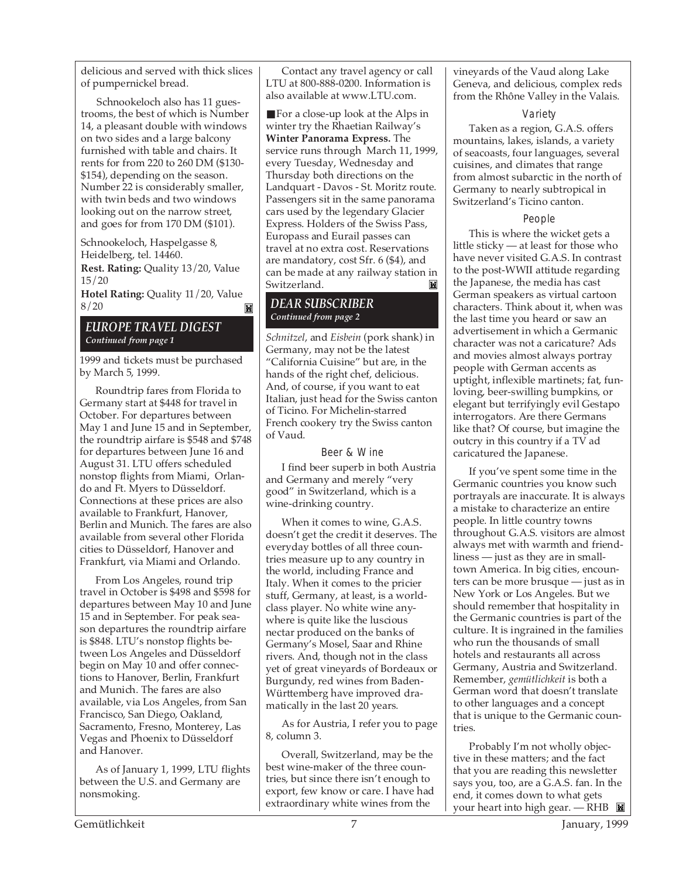delicious and served with thick slices of pumpernickel bread.

Schnookeloch also has 11 guestrooms, the best of which is Number 14, a pleasant double with windows on two sides and a large balcony furnished with table and chairs. It rents for from 220 to 260 DM ($130-$154), depending on the season. Number 22 is considerably smaller, with twin beds and two windows looking out on the narrow street, and goes for from 170 DM ($101).

Schnookeloch, Haspelgasse 8, Heidelberg, tel. 14460.
**Rest. Rating:** Quality 13/20, Value 15/20
**Hotel Rating:** Quality 11/20, Value 8/20

## EUROPE TRAVEL DIGEST
*Continued from page 1*

1999 and tickets must be purchased by March 5, 1999.

Roundtrip fares from Florida to Germany start at $448 for travel in October. For departures between May 1 and June 15 and in September, the roundtrip airfare is $548 and $748 for departures between June 16 and August 31. LTU offers scheduled nonstop flights from Miami, Orlando and Ft. Myers to Düsseldorf. Connections at these prices are also available to Frankfurt, Hanover, Berlin and Munich. The fares are also available from several other Florida cities to Düsseldorf, Hanover and Frankfurt, via Miami and Orlando.

From Los Angeles, round trip travel in October is $498 and $598 for departures between May 10 and June 15 and in September. For peak season departures the roundtrip airfare is $848. LTU's nonstop flights between Los Angeles and Düsseldorf begin on May 10 and offer connections to Hanover, Berlin, Frankfurt and Munich. The fares are also available, via Los Angeles, from San Francisco, San Diego, Oakland, Sacramento, Fresno, Monterey, Las Vegas and Phoenix to Düsseldorf and Hanover.

As of January 1, 1999, LTU flights between the U.S. and Germany are nonsmoking.

Contact any travel agency or call LTU at 800-888-0200. Information is also available at www.LTU.com.

■ For a close-up look at the Alps in winter try the Rhaetian Railway's **Winter Panorama Express.** The service runs through March 11, 1999, every Tuesday, Wednesday and Thursday both directions on the Landquart - Davos - St. Moritz route. Passengers sit in the same panorama cars used by the legendary Glacier Express. Holders of the Swiss Pass, Europass and Eurail passes can travel at no extra cost. Reservations are mandatory, cost Sfr. 6 ($4), and can be made at any railway station in Switzerland.

## DEAR SUBSCRIBER
*Continued from page 2*

*Schnitzel*, and *Eisbein* (pork shank) in Germany, may not be the latest "California Cuisine" but are, in the hands of the right chef, delicious. And, of course, if you want to eat Italian, just head for the Swiss canton of Ticino. For Michelin-starred French cookery try the Swiss canton of Vaud.

### Beer & Wine

I find beer superb in both Austria and Germany and merely "very good" in Switzerland, which is a wine-drinking country.

When it comes to wine, G.A.S. doesn't get the credit it deserves. The everyday bottles of all three countries measure up to any country in the world, including France and Italy. When it comes to the pricier stuff, Germany, at least, is a world-class player. No white wine anywhere is quite like the luscious nectar produced on the banks of Germany's Mosel, Saar and Rhine rivers. And, though not in the class yet of great vineyards of Bordeaux or Burgundy, red wines from Baden-Württemberg have improved dramatically in the last 20 years.

As for Austria, I refer you to page 8, column 3.

Overall, Switzerland, may be the best wine-maker of the three countries, but since there isn't enough to export, few know or care. I have had extraordinary white wines from the vineyards of the Vaud along Lake Geneva, and delicious, complex reds from the Rhône Valley in the Valais.

### Variety

Taken as a region, G.A.S. offers mountains, lakes, islands, a variety of seacoasts, four languages, several cuisines, and climates that range from almost subarctic in the north of Germany to nearly subtropical in Switzerland's Ticino canton.

### People

This is where the wicket gets a little sticky — at least for those who have never visited G.A.S. In contrast to the post-WWII attitude regarding the Japanese, the media has cast German speakers as virtual cartoon characters. Think about it, when was the last time you heard or saw an advertisement in which a Germanic character was not a caricature? Ads and movies almost always portray people with German accents as uptight, inflexible martinets; fat, fun-loving, beer-swilling bumpkins, or elegant but terrifyingly evil Gestapo interrogators. Are there Germans like that? Of course, but imagine the outcry in this country if a TV ad caricatured the Japanese.

If you've spent some time in the Germanic countries you know such portrayals are inaccurate. It is always a mistake to characterize an entire people. In little country towns throughout G.A.S. visitors are almost always met with warmth and friendliness — just as they are in small-town America. In big cities, encounters can be more brusque — just as in New York or Los Angeles. But we should remember that hospitality in the Germanic countries is part of the culture. It is ingrained in the families who run the thousands of small hotels and restaurants all across Germany, Austria and Switzerland. Remember, *gemütlichkeit* is both a German word that doesn't translate to other languages and a concept that is unique to the Germanic countries.

Probably I'm not wholly objective in these matters; and the fact that you are reading this newsletter says you, too, are a G.A.S. fan. In the end, it comes down to what gets your heart into high gear. — RHB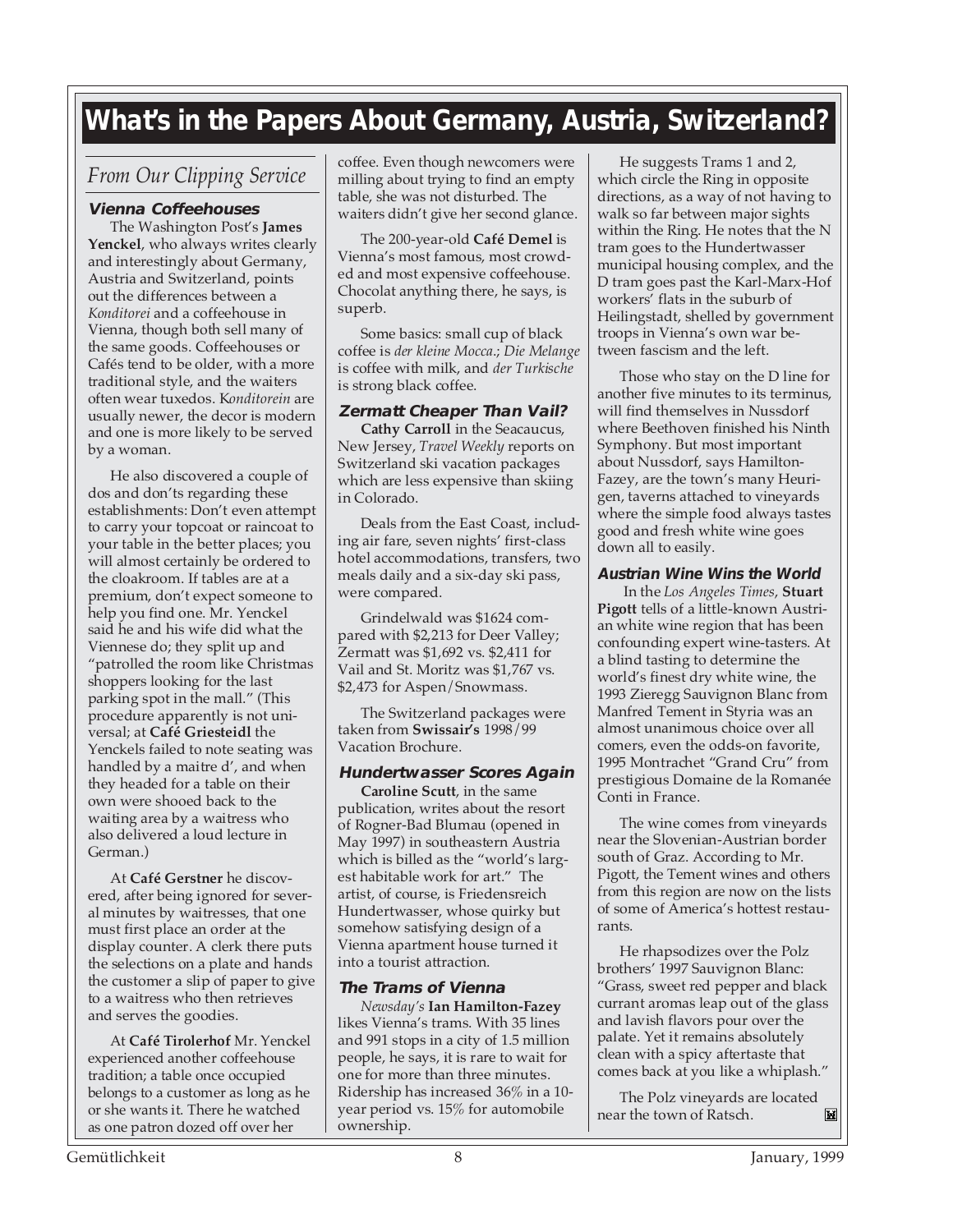# What's in the Papers About Germany, Austria, Switzerland?

## *From Our Clipping Service*

### Vienna Coffeehouses

The Washington Post's **James Yenckel**, who always writes clearly and interestingly about Germany, Austria and Switzerland, points out the differences between a *Konditorei* and a coffeehouse in Vienna, though both sell many of the same goods. Coffeehouses or Cafés tend to be older, with a more traditional style, and the waiters often wear tuxedos. K*onditorein* are usually newer, the decor is modern and one is more likely to be served by a woman.

He also discovered a couple of dos and don'ts regarding these establishments: Don't even attempt to carry your topcoat or raincoat to your table in the better places; you will almost certainly be ordered to the cloakroom. If tables are at a premium, don't expect someone to help you find one. Mr. Yenckel said he and his wife did what the Viennese do; they split up and "patrolled the room like Christmas shoppers looking for the last parking spot in the mall." (This procedure apparently is not universal; at **Café Griesteidl** the Yenckels failed to note seating was handled by a maitre d', and when they headed for a table on their own were shooed back to the waiting area by a waitress who also delivered a loud lecture in German.)

At **Café Gerstner** he discovered, after being ignored for several minutes by waitresses, that one must first place an order at the display counter. A clerk there puts the selections on a plate and hands the customer a slip of paper to give to a waitress who then retrieves and serves the goodies.

At **Café Tirolerhof** Mr. Yenckel experienced another coffeehouse tradition; a table once occupied belongs to a customer as long as he or she wants it. There he watched as one patron dozed off over her coffee. Even though newcomers were milling about trying to find an empty table, she was not disturbed. The waiters didn't give her second glance.

The 200-year-old **Café Demel** is Vienna's most famous, most crowded and most expensive coffeehouse. Chocolat anything there, he says, is superb.

Some basics: small cup of black coffee is *der kleine Mocca*.; *Die Melange* is coffee with milk, and *der Turkische* is strong black coffee.

### Zermatt Cheaper Than Vail?

**Cathy Carroll** in the Seacaucus, New Jersey, *Travel Weekly* reports on Switzerland ski vacation packages which are less expensive than skiing in Colorado.

Deals from the East Coast, including air fare, seven nights' first-class hotel accommodations, transfers, two meals daily and a six-day ski pass, were compared.

Grindelwald was $1624 compared with $2,213 for Deer Valley; Zermatt was $1,692 vs. $2,411 for Vail and St. Moritz was $1,767 vs. $2,473 for Aspen/Snowmass.

The Switzerland packages were taken from **Swissair's** 1998/99 Vacation Brochure.

### Hundertwasser Scores Again

**Caroline Scutt**, in the same publication, writes about the resort of Rogner-Bad Blumau (opened in May 1997) in southeastern Austria which is billed as the "world's largest habitable work for art." The artist, of course, is Friedensreich Hundertwasser, whose quirky but somehow satisfying design of a Vienna apartment house turned it into a tourist attraction.

### The Trams of Vienna

*Newsday's* **Ian Hamilton-Fazey** likes Vienna's trams. With 35 lines and 991 stops in a city of 1.5 million people, he says, it is rare to wait for one for more than three minutes. Ridership has increased 36% in a 10-year period vs. 15% for automobile ownership.

He suggests Trams 1 and 2, which circle the Ring in opposite directions, as a way of not having to walk so far between major sights within the Ring. He notes that the N tram goes to the Hundertwasser municipal housing complex, and the D tram goes past the Karl-Marx-Hof workers' flats in the suburb of Heilingstadt, shelled by government troops in Vienna's own war between fascism and the left.

Those who stay on the D line for another five minutes to its terminus, will find themselves in Nussdorf where Beethoven finished his Ninth Symphony. But most important about Nussdorf, says Hamilton-Fazey, are the town's many Heurigen, taverns attached to vineyards where the simple food always tastes good and fresh white wine goes down all to easily.

### Austrian Wine Wins the World

In the *Los Angeles Times*, **Stuart Pigott** tells of a little-known Austrian white wine region that has been confounding expert wine-tasters. At a blind tasting to determine the world's finest dry white wine, the 1993 Zieregg Sauvignon Blanc from Manfred Tement in Styria was an almost unanimous choice over all comers, even the odds-on favorite, 1995 Montrachet "Grand Cru" from prestigious Domaine de la Romanée Conti in France.

The wine comes from vineyards near the Slovenian-Austrian border south of Graz. According to Mr. Pigott, the Tement wines and others from this region are now on the lists of some of America's hottest restaurants.

He rhapsodizes over the Polz brothers' 1997 Sauvignon Blanc: "Grass, sweet red pepper and black currant aromas leap out of the glass and lavish flavors pour over the palate. Yet it remains absolutely clean with a spicy aftertaste that comes back at you like a whiplash."

The Polz vineyards are located near the town of Ratsch.